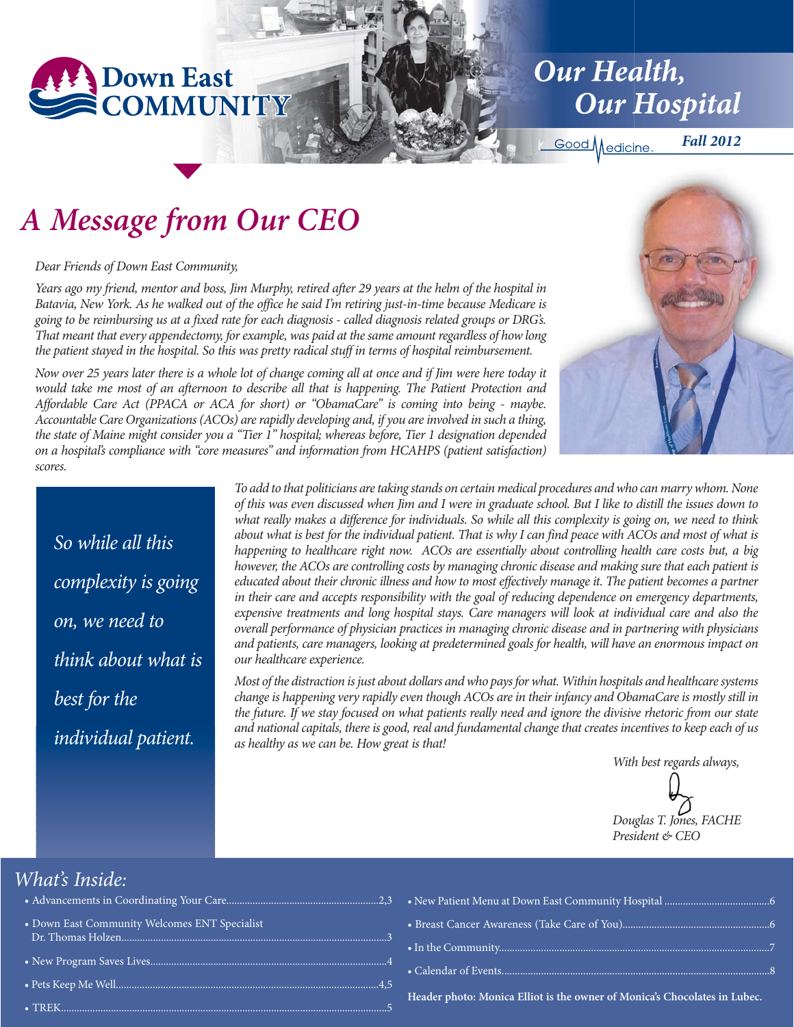# Down East COMMUNITY

## *Our Health, Our Hospital*

Good Medicine. *Fall 2012*

# *A Message from Our CEO*

*Dear Friends of Down East Community,*

*Years ago my friend, mentor and boss, Jim Murphy, retired after 29 years at the helm of the hospital in Batavia, New York. As he walked out of the office he said I'm retiring just-in-time because Medicare is going to be reimbursing us at a fixed rate for each diagnosis - called diagnosis related groups or DRG's. That meant that every appendectomy, for example, was paid at the same amount regardless of how long the patient stayed in the hospital. So this was pretty radical stuff in terms of hospital reimbursement.*

*Now over 25 years later there is a whole lot of change coming all at once and if Jim were here today it would take me most of an afternoon to describe all that is happening. The Patient Protection and Affordable Care Act (PPACA or ACA for short) or "ObamaCare" is coming into being - maybe. Accountable Care Organizations (ACOs) are rapidly developing and, if you are involved in such a thing, the state of Maine might consider you a "Tier 1" hospital; whereas before, Tier 1 designation depended on a hospital's compliance with "core measures" and information from HCAHPS (patient satisfaction) scores.*

*To add to that politicians are taking stands on certain medical procedures and who can marry whom. None of this was even discussed when Jim and I were in graduate school. But I like to distill the issues down to what really makes a difference for individuals. So while all this complexity is going on, we need to think about what is best for the individual patient. That is why I can find peace with ACOs and most of what is happening to healthcare right now. ACOs are essentially about controlling health care costs but, a big however, the ACOs are controlling costs by managing chronic disease and making sure that each patient is educated about their chronic illness and how to most effectively manage it. The patient becomes a partner in their care and accepts responsibility with the goal of reducing dependence on emergency departments, expensive treatments and long hospital stays. Care managers will look at individual care and also the overall performance of physician practices in managing chronic disease and in partnering with physicians and patients, care managers, looking at predetermined goals for health, will have an enormous impact on our healthcare experience.*

> *So while all this complexity is going on, we need to think about what is best for the individual patient.*

*Most of the distraction is just about dollars and who pays for what. Within hospitals and healthcare systems change is happening very rapidly even though ACOs are in their infancy and ObamaCare is mostly still in the future. If we stay focused on what patients really need and ignore the divisive rhetoric from our state and national capitals, there is good, real and fundamental change that creates incentives to keep each of us as healthy as we can be. How great is that!*

*With best regards always,*

*Douglas T. Jones, FACHE*
*President & CEO*

## *What's Inside:*

- Advancements in Coordinating Your Care....2,3
- Down East Community Welcomes ENT Specialist Dr. Thomas Holzen....3
- New Program Saves Lives....4
- Pets Keep Me Well....4,5
- TREK....5
- New Patient Menu at Down East Community Hospital....6
- Breast Cancer Awareness (Take Care of You)....6
- In the Community....7
- Calendar of Events....8

**Header photo: Monica Elliot is the owner of Monica's Chocolates in Lubec.**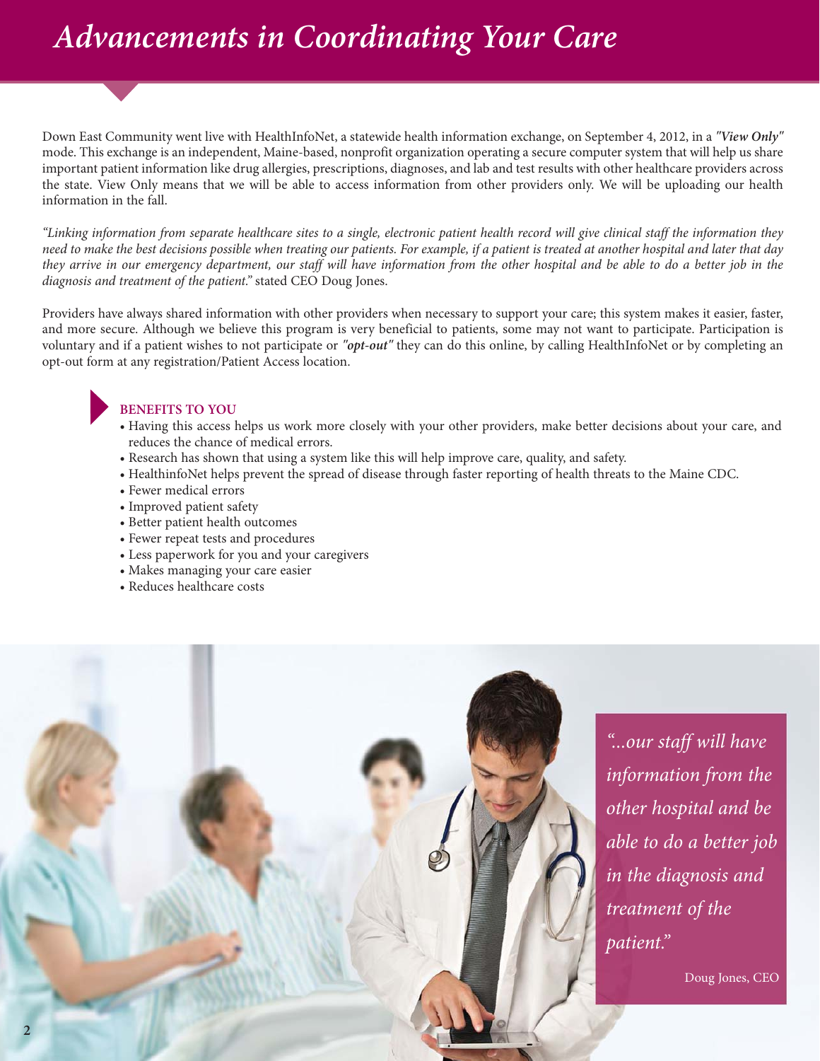# Advancements in Coordinating Your Care

Down East Community went live with HealthInfoNet, a statewide health information exchange, on September 4, 2012, in a ***"View Only"*** mode. This exchange is an independent, Maine-based, nonprofit organization operating a secure computer system that will help us share important patient information like drug allergies, prescriptions, diagnoses, and lab and test results with other healthcare providers across the state. View Only means that we will be able to access information from other providers only. We will be uploading our health information in the fall.

*"Linking information from separate healthcare sites to a single, electronic patient health record will give clinical staff the information they need to make the best decisions possible when treating our patients. For example, if a patient is treated at another hospital and later that day they arrive in our emergency department, our staff will have information from the other hospital and be able to do a better job in the diagnosis and treatment of the patient."* stated CEO Doug Jones.

Providers have always shared information with other providers when necessary to support your care; this system makes it easier, faster, and more secure. Although we believe this program is very beneficial to patients, some may not want to participate. Participation is voluntary and if a patient wishes to not participate or ***"opt-out"*** they can do this online, by calling HealthInfoNet or by completing an opt-out form at any registration/Patient Access location.

### BENEFITS TO YOU

- Having this access helps us work more closely with your other providers, make better decisions about your care, and reduces the chance of medical errors.
- Research has shown that using a system like this will help improve care, quality, and safety.
- HealthinfoNet helps prevent the spread of disease through faster reporting of health threats to the Maine CDC.
- Fewer medical errors
- Improved patient safety
- Better patient health outcomes
- Fewer repeat tests and procedures
- Less paperwork for you and your caregivers
- Makes managing your care easier
- Reduces healthcare costs

*"...our staff will have information from the other hospital and be able to do a better job in the diagnosis and treatment of the patient."*

Doug Jones, CEO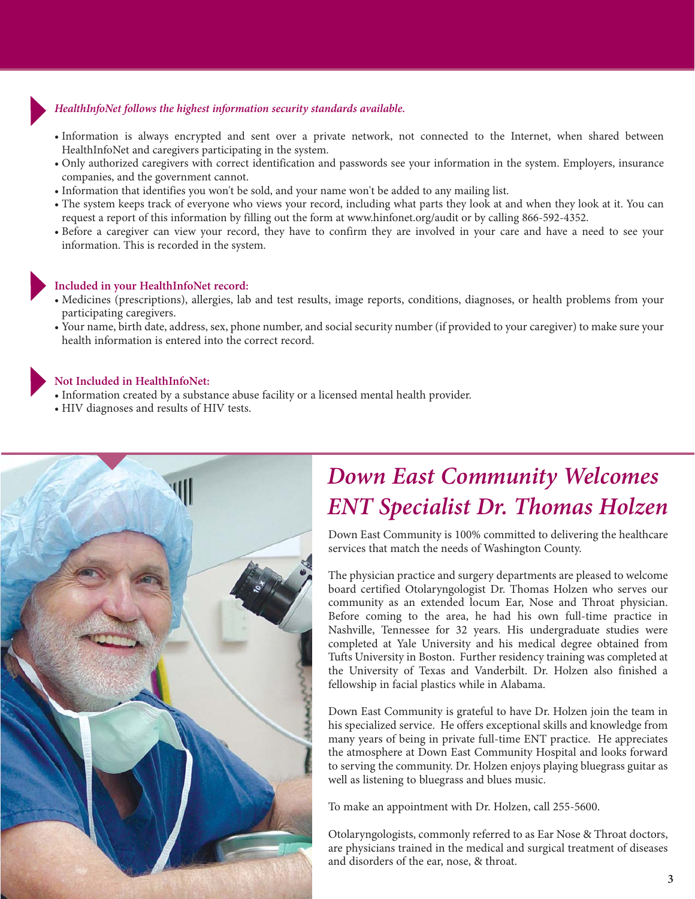***HealthInfoNet follows the highest information security standards available.***

- Information is always encrypted and sent over a private network, not connected to the Internet, when shared between HealthInfoNet and caregivers participating in the system.
- Only authorized caregivers with correct identification and passwords see your information in the system. Employers, insurance companies, and the government cannot.
- Information that identifies you won't be sold, and your name won't be added to any mailing list.
- The system keeps track of everyone who views your record, including what parts they look at and when they look at it. You can request a report of this information by filling out the form at www.hinfonet.org/audit or by calling 866-592-4352.
- Before a caregiver can view your record, they have to confirm they are involved in your care and have a need to see your information. This is recorded in the system.

**Included in your HealthInfoNet record:**

- Medicines (prescriptions), allergies, lab and test results, image reports, conditions, diagnoses, or health problems from your participating caregivers.
- Your name, birth date, address, sex, phone number, and social security number (if provided to your caregiver) to make sure your health information is entered into the correct record.

**Not Included in HealthInfoNet:**

- Information created by a substance abuse facility or a licensed mental health provider.
- HIV diagnoses and results of HIV tests.

## *Down East Community Welcomes ENT Specialist Dr. Thomas Holzen*

Down East Community is 100% committed to delivering the healthcare services that match the needs of Washington County.

The physician practice and surgery departments are pleased to welcome board certified Otolaryngologist Dr. Thomas Holzen who serves our community as an extended locum Ear, Nose and Throat physician. Before coming to the area, he had his own full-time practice in Nashville, Tennessee for 32 years. His undergraduate studies were completed at Yale University and his medical degree obtained from Tufts University in Boston. Further residency training was completed at the University of Texas and Vanderbilt. Dr. Holzen also finished a fellowship in facial plastics while in Alabama.

Down East Community is grateful to have Dr. Holzen join the team in his specialized service. He offers exceptional skills and knowledge from many years of being in private full-time ENT practice. He appreciates the atmosphere at Down East Community Hospital and looks forward to serving the community. Dr. Holzen enjoys playing bluegrass guitar as well as listening to bluegrass and blues music.

To make an appointment with Dr. Holzen, call 255-5600.

Otolaryngologists, commonly referred to as Ear Nose & Throat doctors, are physicians trained in the medical and surgical treatment of diseases and disorders of the ear, nose, & throat.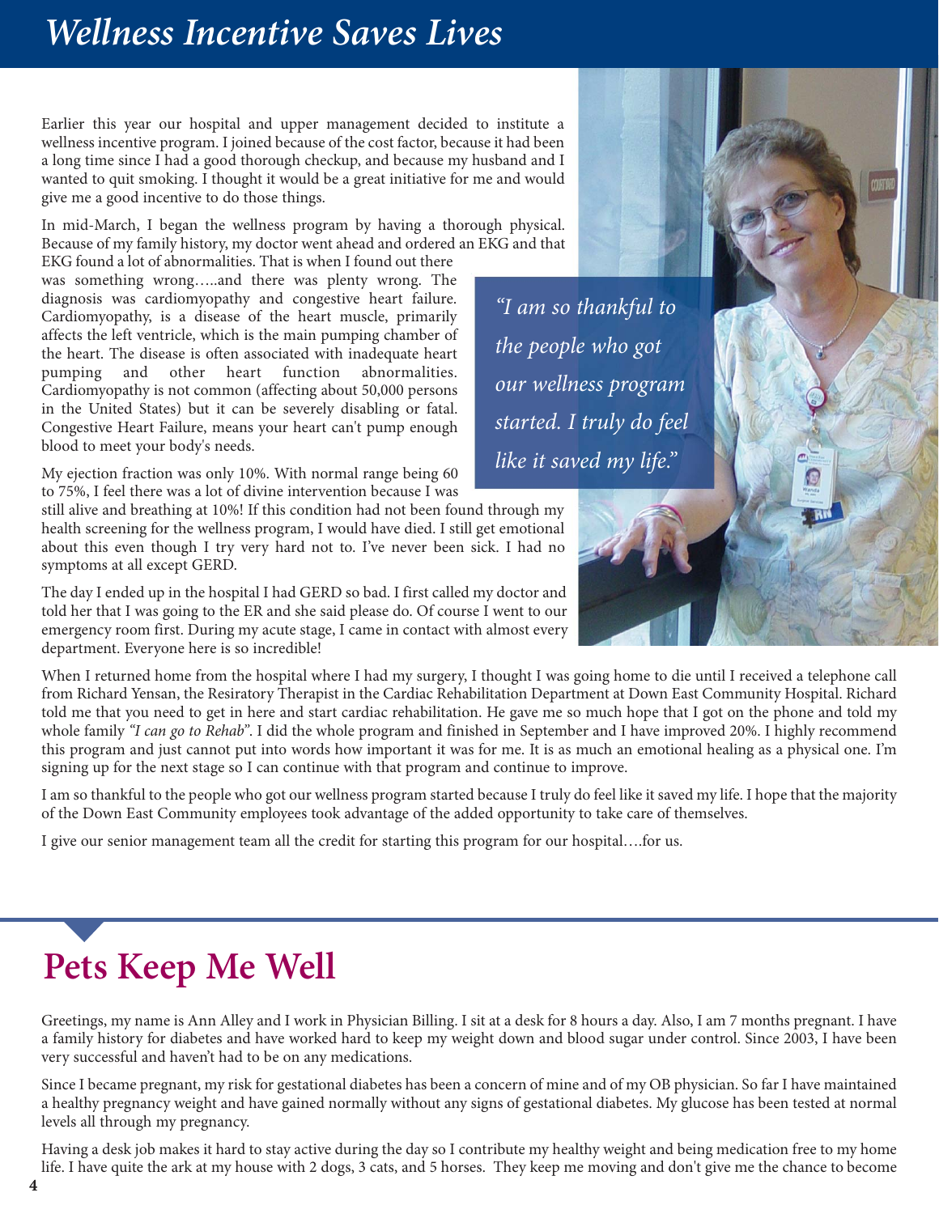# Wellness Incentive Saves Lives

Earlier this year our hospital and upper management decided to institute a wellness incentive program. I joined because of the cost factor, because it had been a long time since I had a good thorough checkup, and because my husband and I wanted to quit smoking. I thought it would be a great initiative for me and would give me a good incentive to do those things.

In mid-March, I began the wellness program by having a thorough physical. Because of my family history, my doctor went ahead and ordered an EKG and that EKG found a lot of abnormalities. That is when I found out there was something wrong…..and there was plenty wrong. The diagnosis was cardiomyopathy and congestive heart failure. Cardiomyopathy, is a disease of the heart muscle, primarily affects the left ventricle, which is the main pumping chamber of the heart. The disease is often associated with inadequate heart pumping and other heart function abnormalities. Cardiomyopathy is not common (affecting about 50,000 persons in the United States) but it can be severely disabling or fatal. Congestive Heart Failure, means your heart can't pump enough blood to meet your body's needs.

> *"I am so thankful to the people who got our wellness program started. I truly do feel like it saved my life."*

My ejection fraction was only 10%. With normal range being 60 to 75%, I feel there was a lot of divine intervention because I was still alive and breathing at 10%! If this condition had not been found through my health screening for the wellness program, I would have died. I still get emotional about this even though I try very hard not to. I've never been sick. I had no symptoms at all except GERD.

The day I ended up in the hospital I had GERD so bad. I first called my doctor and told her that I was going to the ER and she said please do. Of course I went to our emergency room first. During my acute stage, I came in contact with almost every department. Everyone here is so incredible!

When I returned home from the hospital where I had my surgery, I thought I was going home to die until I received a telephone call from Richard Yensan, the Resiratory Therapist in the Cardiac Rehabilitation Department at Down East Community Hospital. Richard told me that you need to get in here and start cardiac rehabilitation. He gave me so much hope that I got on the phone and told my whole family *"I can go to Rehab"*. I did the whole program and finished in September and I have improved 20%. I highly recommend this program and just cannot put into words how important it was for me. It is as much an emotional healing as a physical one. I'm signing up for the next stage so I can continue with that program and continue to improve.

I am so thankful to the people who got our wellness program started because I truly do feel like it saved my life. I hope that the majority of the Down East Community employees took advantage of the added opportunity to take care of themselves.

I give our senior management team all the credit for starting this program for our hospital….for us.

# Pets Keep Me Well

Greetings, my name is Ann Alley and I work in Physician Billing. I sit at a desk for 8 hours a day. Also, I am 7 months pregnant. I have a family history for diabetes and have worked hard to keep my weight down and blood sugar under control. Since 2003, I have been very successful and haven't had to be on any medications.

Since I became pregnant, my risk for gestational diabetes has been a concern of mine and of my OB physician. So far I have maintained a healthy pregnancy weight and have gained normally without any signs of gestational diabetes. My glucose has been tested at normal levels all through my pregnancy.

Having a desk job makes it hard to stay active during the day so I contribute my healthy weight and being medication free to my home life. I have quite the ark at my house with 2 dogs, 3 cats, and 5 horses. They keep me moving and don't give me the chance to become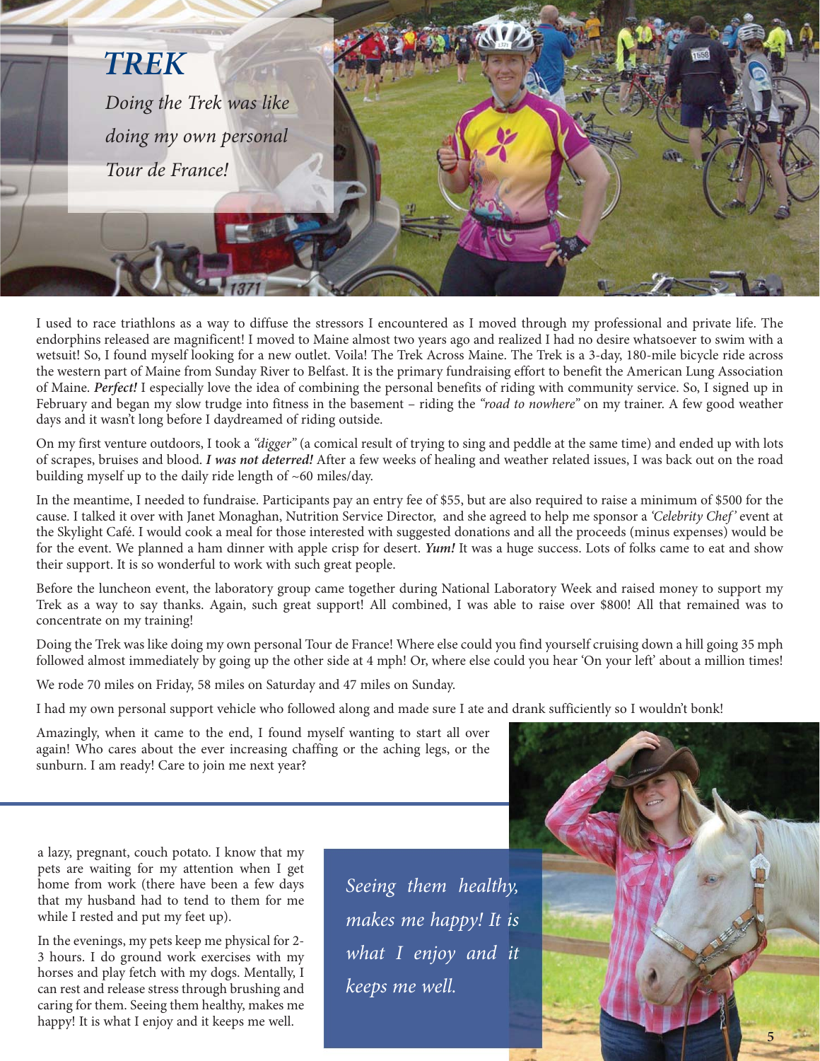# TREK

*Doing the Trek was like doing my own personal Tour de France!*

I used to race triathlons as a way to diffuse the stressors I encountered as I moved through my professional and private life. The endorphins released are magnificent! I moved to Maine almost two years ago and realized I had no desire whatsoever to swim with a wetsuit! So, I found myself looking for a new outlet. Voila! The Trek Across Maine. The Trek is a 3-day, 180-mile bicycle ride across the western part of Maine from Sunday River to Belfast. It is the primary fundraising effort to benefit the American Lung Association of Maine. ***Perfect!*** I especially love the idea of combining the personal benefits of riding with community service. So, I signed up in February and began my slow trudge into fitness in the basement – riding the *"road to nowhere"* on my trainer. A few good weather days and it wasn't long before I daydreamed of riding outside.

On my first venture outdoors, I took a *"digger"* (a comical result of trying to sing and peddle at the same time) and ended up with lots of scrapes, bruises and blood. ***I was not deterred!*** After a few weeks of healing and weather related issues, I was back out on the road building myself up to the daily ride length of ~60 miles/day.

In the meantime, I needed to fundraise. Participants pay an entry fee of $55, but are also required to raise a minimum of $500 for the cause. I talked it over with Janet Monaghan, Nutrition Service Director, and she agreed to help me sponsor a *'Celebrity Chef'* event at the Skylight Café. I would cook a meal for those interested with suggested donations and all the proceeds (minus expenses) would be for the event. We planned a ham dinner with apple crisp for desert. ***Yum!*** It was a huge success. Lots of folks came to eat and show their support. It is so wonderful to work with such great people.

Before the luncheon event, the laboratory group came together during National Laboratory Week and raised money to support my Trek as a way to say thanks. Again, such great support! All combined, I was able to raise over $800! All that remained was to concentrate on my training!

Doing the Trek was like doing my own personal Tour de France! Where else could you find yourself cruising down a hill going 35 mph followed almost immediately by going up the other side at 4 mph! Or, where else could you hear 'On your left' about a million times!

We rode 70 miles on Friday, 58 miles on Saturday and 47 miles on Sunday.

I had my own personal support vehicle who followed along and made sure I ate and drank sufficiently so I wouldn't bonk!

Amazingly, when it came to the end, I found myself wanting to start all over again! Who cares about the ever increasing chaffing or the aching legs, or the sunburn. I am ready! Care to join me next year?

---

a lazy, pregnant, couch potato. I know that my pets are waiting for my attention when I get home from work (there have been a few days that my husband had to tend to them for me while I rested and put my feet up).

In the evenings, my pets keep me physical for 2-3 hours. I do ground work exercises with my horses and play fetch with my dogs. Mentally, I can rest and release stress through brushing and caring for them. Seeing them healthy, makes me happy! It is what I enjoy and it keeps me well.

*Seeing them healthy, makes me happy! It is what I enjoy and it keeps me well.*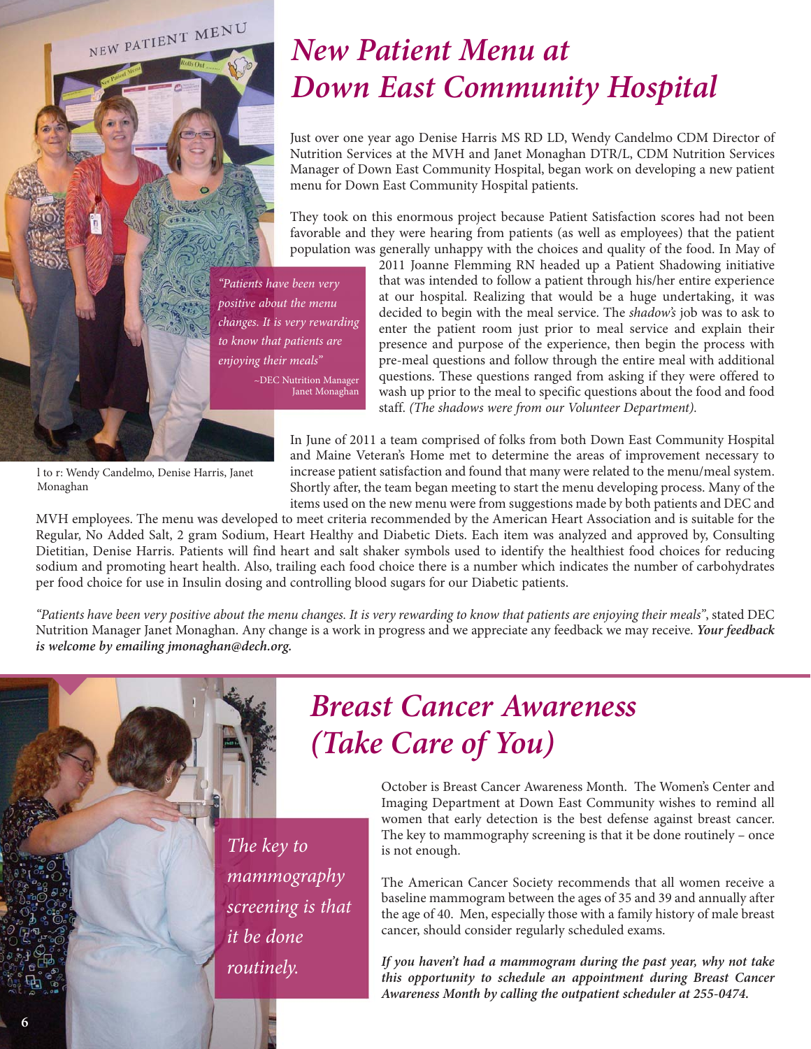# New Patient Menu at Down East Community Hospital

Just over one year ago Denise Harris MS RD LD, Wendy Candelmo CDM Director of Nutrition Services at the MVH and Janet Monaghan DTR/L, CDM Nutrition Services Manager of Down East Community Hospital, began work on developing a new patient menu for Down East Community Hospital patients.

They took on this enormous project because Patient Satisfaction scores had not been favorable and they were hearing from patients (as well as employees) that the patient population was generally unhappy with the choices and quality of the food. In May of 2011 Joanne Flemming RN headed up a Patient Shadowing initiative that was intended to follow a patient through his/her entire experience at our hospital. Realizing that would be a huge undertaking, it was decided to begin with the meal service. The *shadow's* job was to ask to enter the patient room just prior to meal service and explain their presence and purpose of the experience, then begin the process with pre-meal questions and follow through the entire meal with additional questions. These questions ranged from asking if they were offered to wash up prior to the meal to specific questions about the food and food staff. *(The shadows were from our Volunteer Department).*

*"Patients have been very positive about the menu changes. It is very rewarding to know that patients are enjoying their meals"*

~DEC Nutrition Manager Janet Monaghan

l to r: Wendy Candelmo, Denise Harris, Janet Monaghan

In June of 2011 a team comprised of folks from both Down East Community Hospital and Maine Veteran's Home met to determine the areas of improvement necessary to increase patient satisfaction and found that many were related to the menu/meal system. Shortly after, the team began meeting to start the menu developing process. Many of the items used on the new menu were from suggestions made by both patients and DEC and MVH employees. The menu was developed to meet criteria recommended by the American Heart Association and is suitable for the Regular, No Added Salt, 2 gram Sodium, Heart Healthy and Diabetic Diets. Each item was analyzed and approved by, Consulting Dietitian, Denise Harris. Patients will find heart and salt shaker symbols used to identify the healthiest food choices for reducing sodium and promoting heart health. Also, trailing each food choice there is a number which indicates the number of carbohydrates per food choice for use in Insulin dosing and controlling blood sugars for our Diabetic patients.

*"Patients have been very positive about the menu changes. It is very rewarding to know that patients are enjoying their meals"*, stated DEC Nutrition Manager Janet Monaghan. Any change is a work in progress and we appreciate any feedback we may receive. ***Your feedback is welcome by emailing jmonaghan@dech.org.***

# Breast Cancer Awareness (Take Care of You)

October is Breast Cancer Awareness Month. The Women's Center and Imaging Department at Down East Community wishes to remind all women that early detection is the best defense against breast cancer. The key to mammography screening is that it be done routinely – once is not enough.

*The key to mammography screening is that it be done routinely.*

The American Cancer Society recommends that all women receive a baseline mammogram between the ages of 35 and 39 and annually after the age of 40. Men, especially those with a family history of male breast cancer, should consider regularly scheduled exams.

***If you haven't had a mammogram during the past year, why not take this opportunity to schedule an appointment during Breast Cancer Awareness Month by calling the outpatient scheduler at 255-0474.***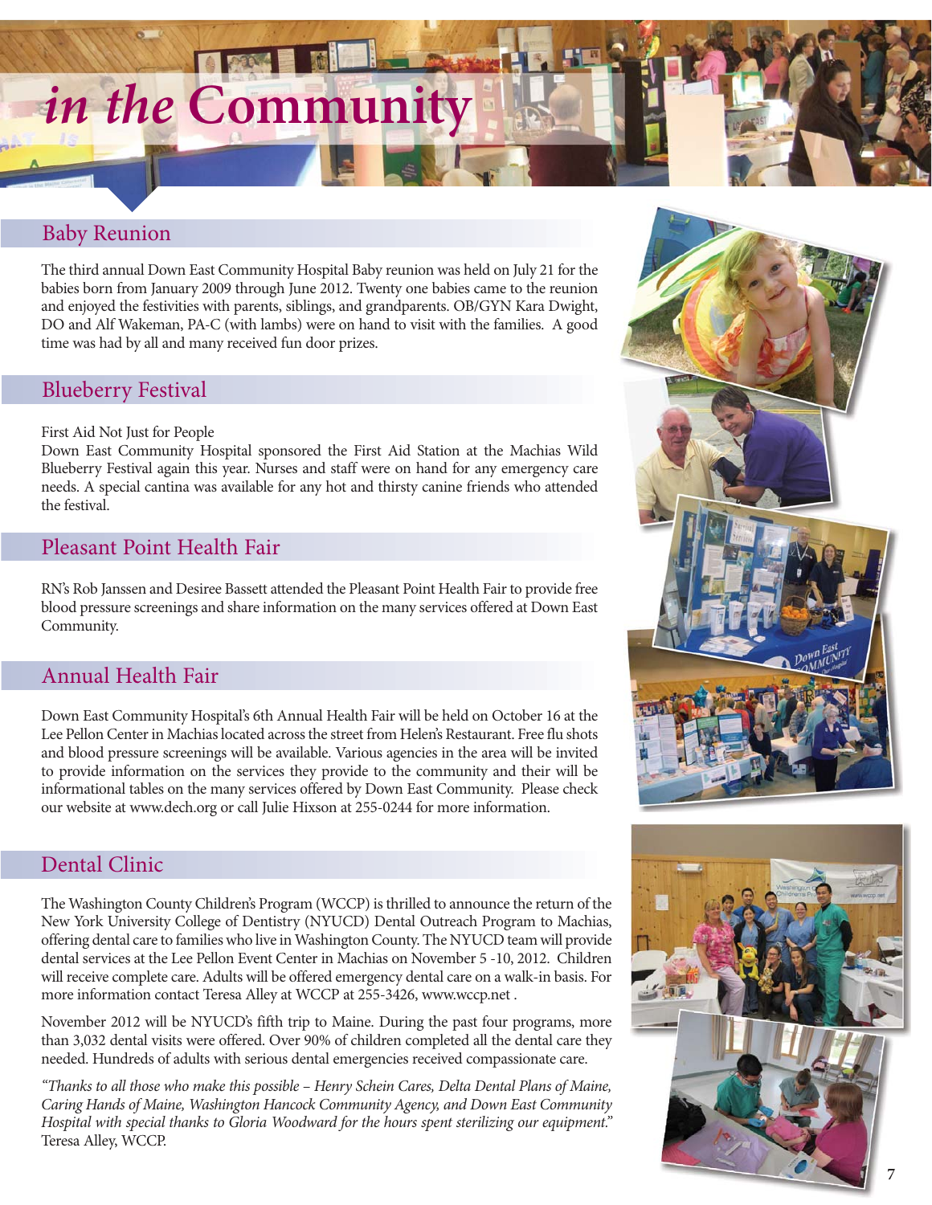# *in the* Community

## Baby Reunion

The third annual Down East Community Hospital Baby reunion was held on July 21 for the babies born from January 2009 through June 2012. Twenty one babies came to the reunion and enjoyed the festivities with parents, siblings, and grandparents. OB/GYN Kara Dwight, DO and Alf Wakeman, PA-C (with lambs) were on hand to visit with the families. A good time was had by all and many received fun door prizes.

## Blueberry Festival

First Aid Not Just for People
Down East Community Hospital sponsored the First Aid Station at the Machias Wild Blueberry Festival again this year. Nurses and staff were on hand for any emergency care needs. A special cantina was available for any hot and thirsty canine friends who attended the festival.

## Pleasant Point Health Fair

RN's Rob Janssen and Desiree Bassett attended the Pleasant Point Health Fair to provide free blood pressure screenings and share information on the many services offered at Down East Community.

## Annual Health Fair

Down East Community Hospital's 6th Annual Health Fair will be held on October 16 at the Lee Pellon Center in Machias located across the street from Helen's Restaurant. Free flu shots and blood pressure screenings will be available. Various agencies in the area will be invited to provide information on the services they provide to the community and their will be informational tables on the many services offered by Down East Community. Please check our website at www.dech.org or call Julie Hixson at 255-0244 for more information.

## Dental Clinic

The Washington County Children's Program (WCCP) is thrilled to announce the return of the New York University College of Dentistry (NYUCD) Dental Outreach Program to Machias, offering dental care to families who live in Washington County. The NYUCD team will provide dental services at the Lee Pellon Event Center in Machias on November 5 -10, 2012. Children will receive complete care. Adults will be offered emergency dental care on a walk-in basis. For more information contact Teresa Alley at WCCP at 255-3426, www.wccp.net .

November 2012 will be NYUCD's fifth trip to Maine. During the past four programs, more than 3,032 dental visits were offered. Over 90% of children completed all the dental care they needed. Hundreds of adults with serious dental emergencies received compassionate care.

*"Thanks to all those who make this possible – Henry Schein Cares, Delta Dental Plans of Maine, Caring Hands of Maine, Washington Hancock Community Agency, and Down East Community Hospital with special thanks to Gloria Woodward for the hours spent sterilizing our equipment."* Teresa Alley, WCCP.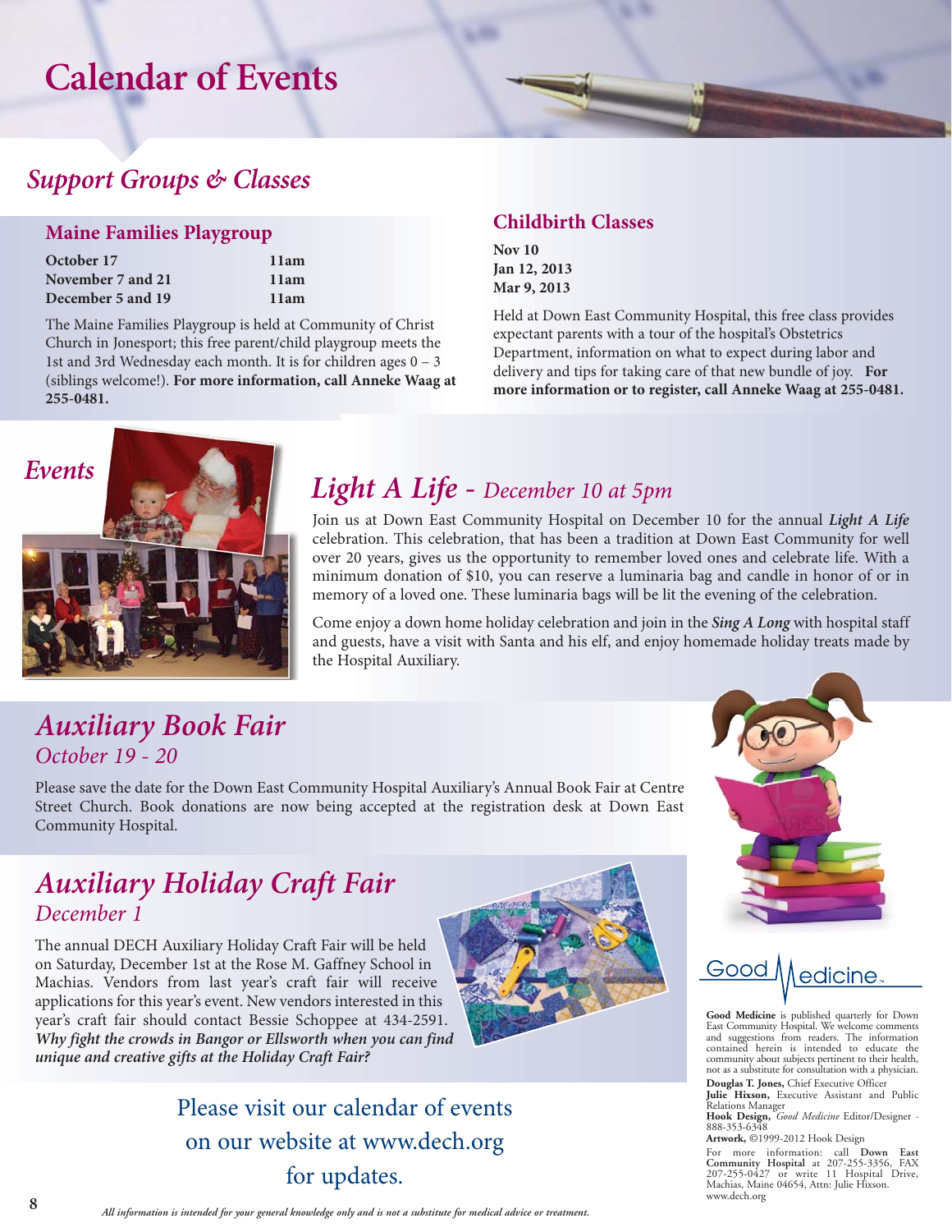# Calendar of Events

## Support Groups & Classes

### Maine Families Playgroup

| | |
|---|---|
| **October 17** | **11am** |
| **November 7 and 21** | **11am** |
| **December 5 and 19** | **11am** |

The Maine Families Playgroup is held at Community of Christ Church in Jonesport; this free parent/child playgroup meets the 1st and 3rd Wednesday each month. It is for children ages 0 – 3 (siblings welcome!). **For more information, call Anneke Waag at 255-0481.**

### Childbirth Classes

**Nov 10**
**Jan 12, 2013**
**Mar 9, 2013**

Held at Down East Community Hospital, this free class provides expectant parents with a tour of the hospital's Obstetrics Department, information on what to expect during labor and delivery and tips for taking care of that new bundle of joy. **For more information or to register, call Anneke Waag at 255-0481.**

## Events

### *Light A Life - December 10 at 5pm*

Join us at Down East Community Hospital on December 10 for the annual ***Light A Life*** celebration. This celebration, that has been a tradition at Down East Community for well over 20 years, gives us the opportunity to remember loved ones and celebrate life. With a minimum donation of $10, you can reserve a luminaria bag and candle in honor of or in memory of a loved one. These luminaria bags will be lit the evening of the celebration.

Come enjoy a down home holiday celebration and join in the ***Sing A Long*** with hospital staff and guests, have a visit with Santa and his elf, and enjoy homemade holiday treats made by the Hospital Auxiliary.

### *Auxiliary Book Fair*

*October 19 - 20*

Please save the date for the Down East Community Hospital Auxiliary's Annual Book Fair at Centre Street Church. Book donations are now being accepted at the registration desk at Down East Community Hospital.

### *Auxiliary Holiday Craft Fair*

*December 1*

The annual DECH Auxiliary Holiday Craft Fair will be held on Saturday, December 1st at the Rose M. Gaffney School in Machias. Vendors from last year's craft fair will receive applications for this year's event. New vendors interested in this year's craft fair should contact Bessie Schoppee at 434-2591. ***Why fight the crowds in Bangor or Ellsworth when you can find unique and creative gifts at the Holiday Craft Fair?***

Please visit our calendar of events on our website at www.dech.org for updates.

Good Medicine

**Good Medicine** is published quarterly for Down East Community Hospital. We welcome comments and suggestions from readers. The information contained herein is intended to educate the community about subjects pertinent to their health, not as a substitute for consultation with a physician.

**Douglas T. Jones,** Chief Executive Officer
**Julie Hixson,** Executive Assistant and Public Relations Manager
**Hook Design,** *Good Medicine* Editor/Designer · 888-353-6348
**Artwork,** ©1999-2012 Hook Design

For more information: call **Down East Community Hospital** at 207-255-3356, FAX 207-255-0427 or write 11 Hospital Drive, Machias, Maine 04654, Attn: Julie Hixson. www.dech.org

*All information is intended for your general knowledge only and is not a substitute for medical advice or treatment.*